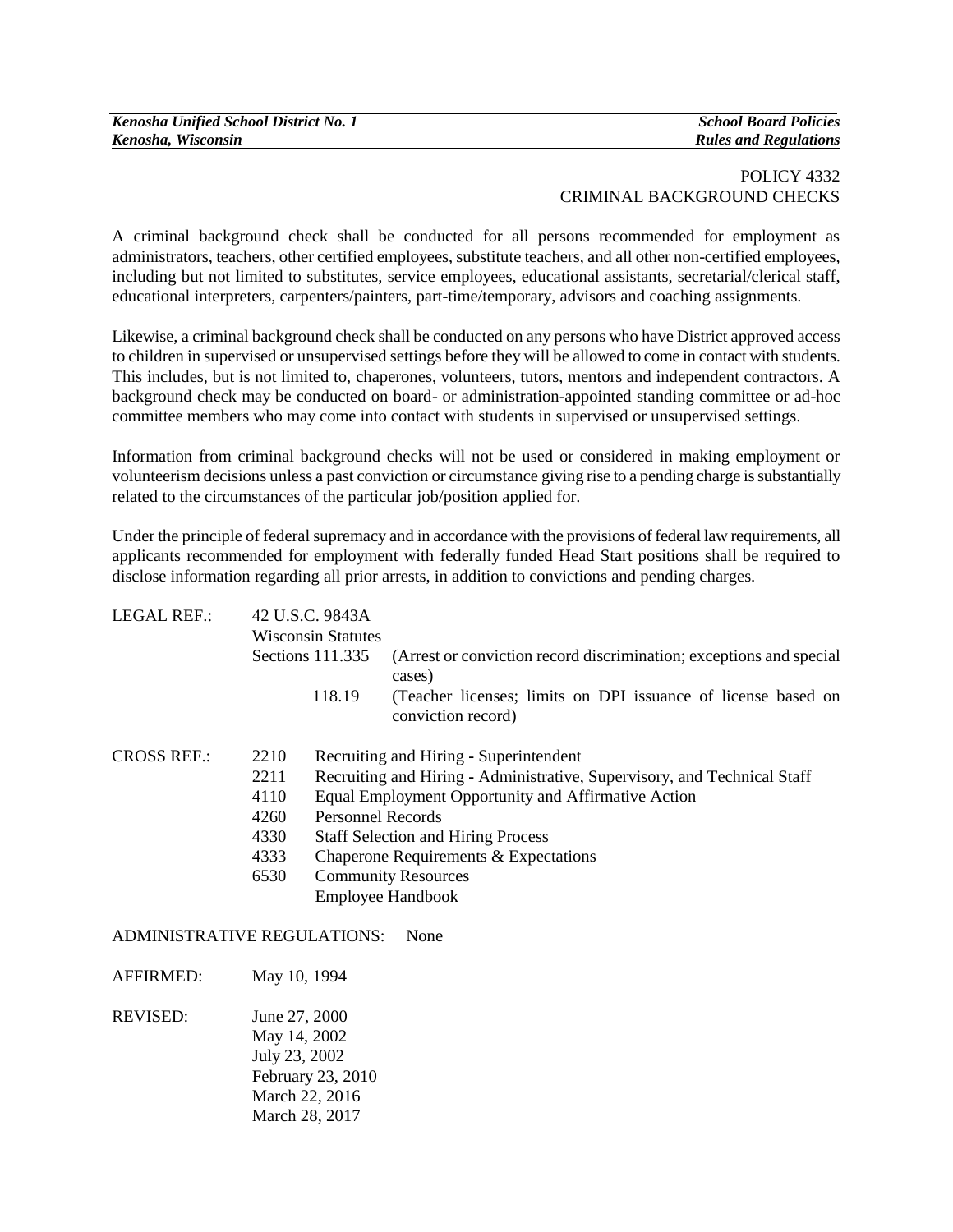# POLICY 4332
## CRIMINAL BACKGROUND CHECKS

A criminal background check shall be conducted for all persons recommended for employment as administrators, teachers, other certified employees, substitute teachers, and all other non-certified employees, including but not limited to substitutes, service employees, educational assistants, secretarial/clerical staff, educational interpreters, carpenters/painters, part-time/temporary, advisors and coaching assignments.

Likewise, a criminal background check shall be conducted on any persons who have District approved access to children in supervised or unsupervised settings before they will be allowed to come in contact with students. This includes, but is not limited to, chaperones, volunteers, tutors, mentors and independent contractors. A background check may be conducted on board- or administration-appointed standing committee or ad-hoc committee members who may come into contact with students in supervised or unsupervised settings.

Information from criminal background checks will not be used or considered in making employment or volunteerism decisions unless a past conviction or circumstance giving rise to a pending charge is substantially related to the circumstances of the particular job/position applied for.

Under the principle of federal supremacy and in accordance with the provisions of federal law requirements, all applicants recommended for employment with federally funded Head Start positions shall be required to disclose information regarding all prior arrests, in addition to convictions and pending charges.

LEGAL REF.: 42 U.S.C. 9843A
Wisconsin Statutes
Sections 111.335 (Arrest or conviction record discrimination; exceptions and special cases)
118.19 (Teacher licenses; limits on DPI issuance of license based on conviction record)

CROSS REF.:
- 2210 Recruiting and Hiring - Superintendent
- 2211 Recruiting and Hiring - Administrative, Supervisory, and Technical Staff
- 4110 Equal Employment Opportunity and Affirmative Action
- 4260 Personnel Records
- 4330 Staff Selection and Hiring Process
- 4333 Chaperone Requirements & Expectations
- 6530 Community Resources
- Employee Handbook

ADMINISTRATIVE REGULATIONS: None

AFFIRMED: May 10, 1994

REVISED: June 27, 2000
May 14, 2002
July 23, 2002
February 23, 2010
March 22, 2016
March 28, 2017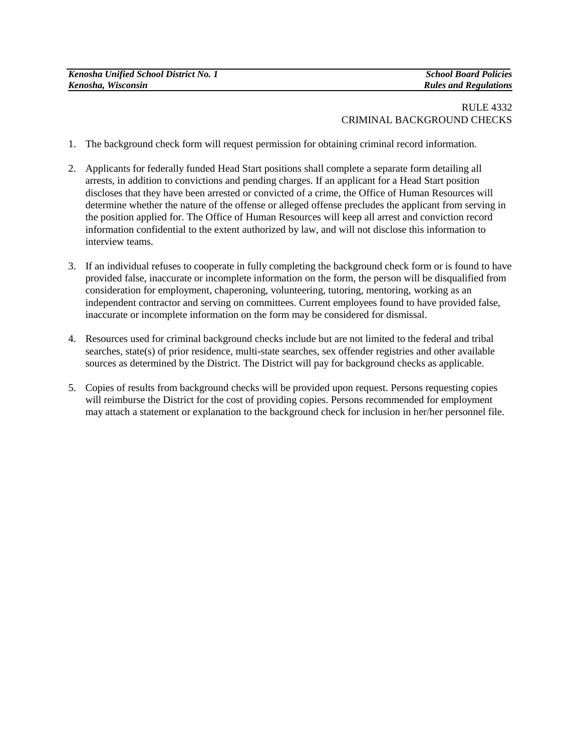RULE 4332
CRIMINAL BACKGROUND CHECKS

1. The background check form will request permission for obtaining criminal record information.

2. Applicants for federally funded Head Start positions shall complete a separate form detailing all arrests, in addition to convictions and pending charges. If an applicant for a Head Start position discloses that they have been arrested or convicted of a crime, the Office of Human Resources will determine whether the nature of the offense or alleged offense precludes the applicant from serving in the position applied for. The Office of Human Resources will keep all arrest and conviction record information confidential to the extent authorized by law, and will not disclose this information to interview teams.

3. If an individual refuses to cooperate in fully completing the background check form or is found to have provided false, inaccurate or incomplete information on the form, the person will be disqualified from consideration for employment, chaperoning, volunteering, tutoring, mentoring, working as an independent contractor and serving on committees. Current employees found to have provided false, inaccurate or incomplete information on the form may be considered for dismissal.

4. Resources used for criminal background checks include but are not limited to the federal and tribal searches, state(s) of prior residence, multi-state searches, sex offender registries and other available sources as determined by the District. The District will pay for background checks as applicable.

5. Copies of results from background checks will be provided upon request. Persons requesting copies will reimburse the District for the cost of providing copies. Persons recommended for employment may attach a statement or explanation to the background check for inclusion in her/her personnel file.